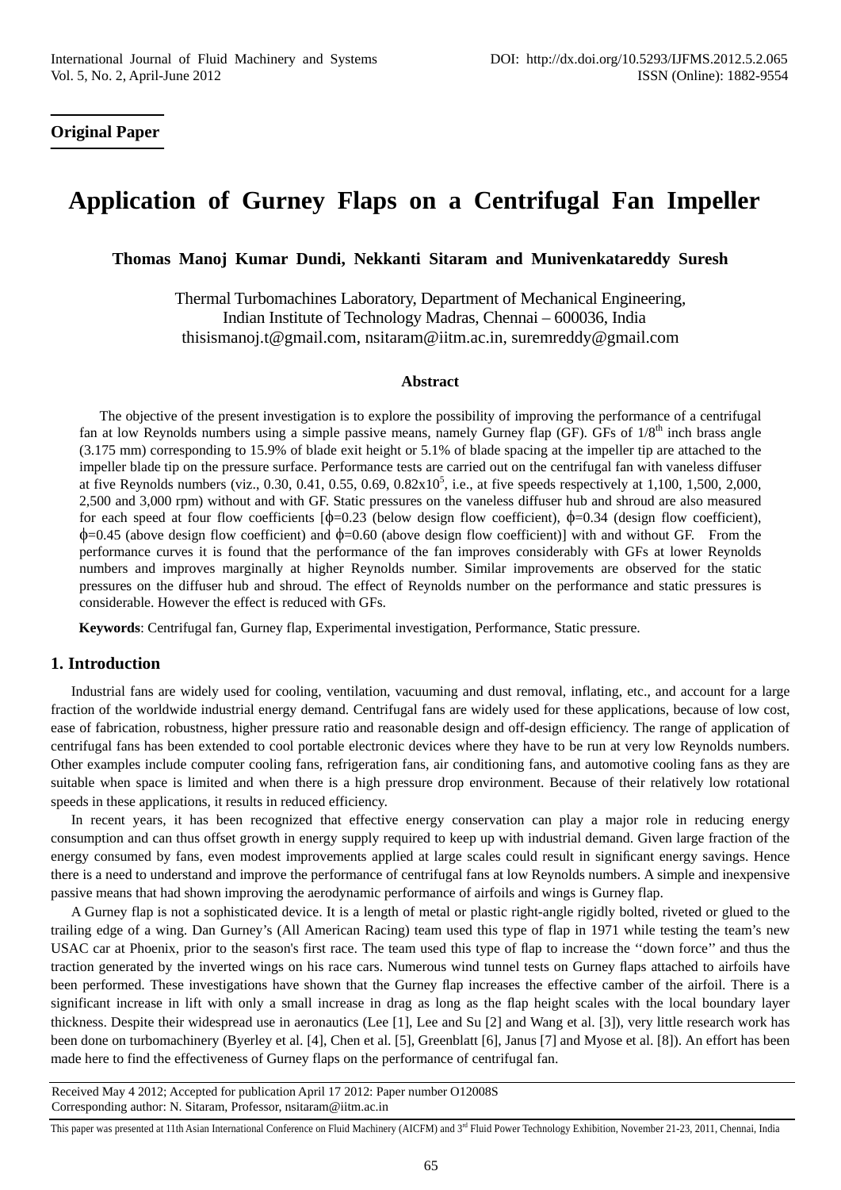## Original Paper

# Application of Gurney Flaps on a Centrifugal Fan Impeller

**Thomas Manoj Kumar Dundi, Nekkanti Sitaram and Munivenkatareddy Suresh**

Thermal Turbomachines Laboratory, Department of Mechanical Engineering,
Indian Institute of Technology Madras, Chennai – 600036, India
thisismanoj.t@gmail.com, nsitaram@iitm.ac.in, suremreddy@gmail.com

### Abstract

The objective of the present investigation is to explore the possibility of improving the performance of a centrifugal fan at low Reynolds numbers using a simple passive means, namely Gurney flap (GF). GFs of $1/8^{th}$ inch brass angle (3.175 mm) corresponding to 15.9% of blade exit height or 5.1% of blade spacing at the impeller tip are attached to the impeller blade tip on the pressure surface. Performance tests are carried out on the centrifugal fan with vaneless diffuser at five Reynolds numbers (viz., 0.30, 0.41, 0.55, 0.69, $0.82 \times 10^5$, i.e., at five speeds respectively at 1,100, 1,500, 2,000, 2,500 and 3,000 rpm) without and with GF. Static pressures on the vaneless diffuser hub and shroud are also measured for each speed at four flow coefficients [$\phi$=0.23 (below design flow coefficient), $\phi$=0.34 (design flow coefficient), $\phi$=0.45 (above design flow coefficient) and $\phi$=0.60 (above design flow coefficient)] with and without GF. From the performance curves it is found that the performance of the fan improves considerably with GFs at lower Reynolds numbers and improves marginally at higher Reynolds number. Similar improvements are observed for the static pressures on the diffuser hub and shroud. The effect of Reynolds number on the performance and static pressures is considerable. However the effect is reduced with GFs.

**Keywords**: Centrifugal fan, Gurney flap, Experimental investigation, Performance, Static pressure.

## 1. Introduction

Industrial fans are widely used for cooling, ventilation, vacuuming and dust removal, inflating, etc., and account for a large fraction of the worldwide industrial energy demand. Centrifugal fans are widely used for these applications, because of low cost, ease of fabrication, robustness, higher pressure ratio and reasonable design and off-design efficiency. The range of application of centrifugal fans has been extended to cool portable electronic devices where they have to be run at very low Reynolds numbers. Other examples include computer cooling fans, refrigeration fans, air conditioning fans, and automotive cooling fans as they are suitable when space is limited and when there is a high pressure drop environment. Because of their relatively low rotational speeds in these applications, it results in reduced efficiency.

In recent years, it has been recognized that effective energy conservation can play a major role in reducing energy consumption and can thus offset growth in energy supply required to keep up with industrial demand. Given large fraction of the energy consumed by fans, even modest improvements applied at large scales could result in significant energy savings. Hence there is a need to understand and improve the performance of centrifugal fans at low Reynolds numbers. A simple and inexpensive passive means that had shown improving the aerodynamic performance of airfoils and wings is Gurney flap.

A Gurney flap is not a sophisticated device. It is a length of metal or plastic right-angle rigidly bolted, riveted or glued to the trailing edge of a wing. Dan Gurney's (All American Racing) team used this type of flap in 1971 while testing the team's new USAC car at Phoenix, prior to the season's first race. The team used this type of flap to increase the ''down force'' and thus the traction generated by the inverted wings on his race cars. Numerous wind tunnel tests on Gurney flaps attached to airfoils have been performed. These investigations have shown that the Gurney flap increases the effective camber of the airfoil. There is a significant increase in lift with only a small increase in drag as long as the flap height scales with the local boundary layer thickness. Despite their widespread use in aeronautics (Lee [1], Lee and Su [2] and Wang et al. [3]), very little research work has been done on turbomachinery (Byerley et al. [4], Chen et al. [5], Greenblatt [6], Janus [7] and Myose et al. [8]). An effort has been made here to find the effectiveness of Gurney flaps on the performance of centrifugal fan.

Received May 4 2012; Accepted for publication April 17 2012: Paper number O12008S
Corresponding author: N. Sitaram, Professor, nsitaram@iitm.ac.in

This paper was presented at 11th Asian International Conference on Fluid Machinery (AICFM) and 3rd Fluid Power Technology Exhibition, November 21-23, 2011, Chennai, India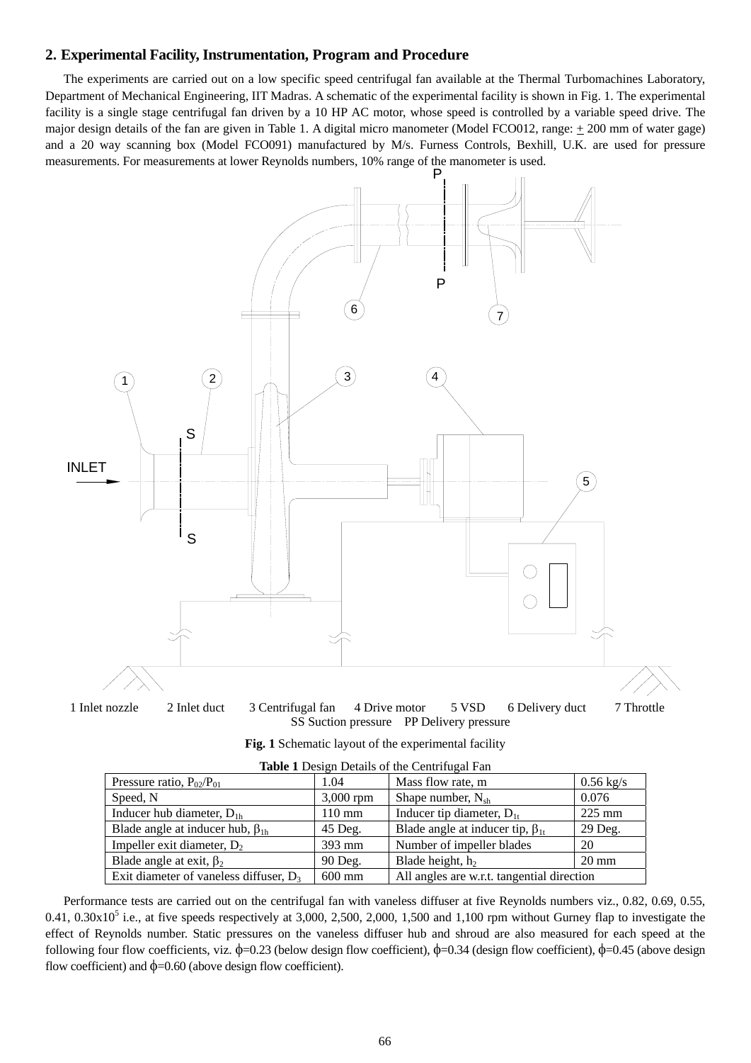## 2. Experimental Facility, Instrumentation, Program and Procedure

The experiments are carried out on a low specific speed centrifugal fan available at the Thermal Turbomachines Laboratory, Department of Mechanical Engineering, IIT Madras. A schematic of the experimental facility is shown in Fig. 1. The experimental facility is a single stage centrifugal fan driven by a 10 HP AC motor, whose speed is controlled by a variable speed drive. The major design details of the fan are given in Table 1. A digital micro manometer (Model FCO012, range: ± 200 mm of water gage) and a 20 way scanning box (Model FCO091) manufactured by M/s. Furness Controls, Bexhill, U.K. are used for pressure measurements. For measurements at lower Reynolds numbers, 10% range of the manometer is used.

1 Inlet nozzle 2 Inlet duct 3 Centrifugal fan 4 Drive motor 5 VSD 6 Delivery duct 7 Throttle
SS Suction pressure PP Delivery pressure

**Fig. 1** Schematic layout of the experimental facility

**Table 1** Design Details of the Centrifugal Fan

| | | | |
|---|---|---|---|
| Pressure ratio, $P_{02}/P_{01}$ | 1.04 | Mass flow rate, m | 0.56 kg/s |
| Speed, N | 3,000 rpm | Shape number, $N_{sh}$ | 0.076 |
| Inducer hub diameter, $D_{1h}$ | 110 mm | Inducer tip diameter, $D_{1t}$ | 225 mm |
| Blade angle at inducer hub, $\beta_{1h}$ | 45 Deg. | Blade angle at inducer tip, $\beta_{1t}$ | 29 Deg. |
| Impeller exit diameter, $D_2$ | 393 mm | Number of impeller blades | 20 |
| Blade angle at exit, $\beta_2$ | 90 Deg. | Blade height, $h_2$ | 20 mm |
| Exit diameter of vaneless diffuser, $D_3$ | 600 mm | All angles are w.r.t. tangential direction | |

Performance tests are carried out on the centrifugal fan with vaneless diffuser at five Reynolds numbers viz., 0.82, 0.69, 0.55, 0.41, 0.30x$10^5$ i.e., at five speeds respectively at 3,000, 2,500, 2,000, 1,500 and 1,100 rpm without Gurney flap to investigate the effect of Reynolds number. Static pressures on the vaneless diffuser hub and shroud are also measured for each speed at the following four flow coefficients, viz. $\phi$=0.23 (below design flow coefficient), $\phi$=0.34 (design flow coefficient), $\phi$=0.45 (above design flow coefficient) and $\phi$=0.60 (above design flow coefficient).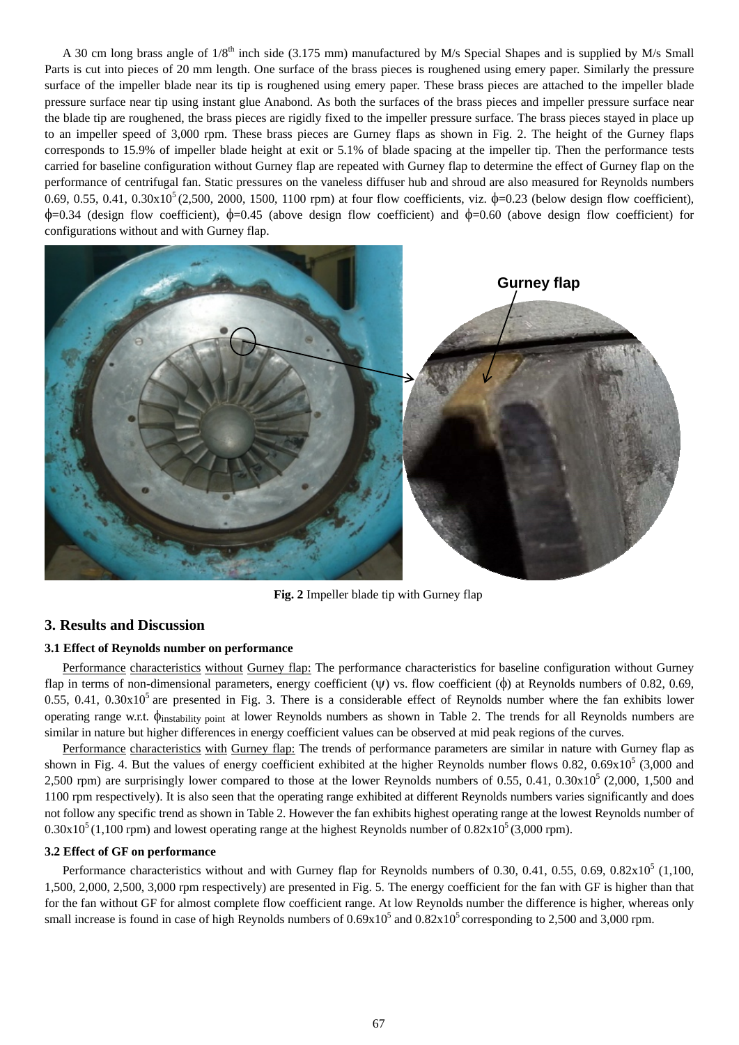A 30 cm long brass angle of 1/8[th] inch side (3.175 mm) manufactured by M/s Special Shapes and is supplied by M/s Small Parts is cut into pieces of 20 mm length. One surface of the brass pieces is roughened using emery paper. Similarly the pressure surface of the impeller blade near its tip is roughened using emery paper. These brass pieces are attached to the impeller blade pressure surface near tip using instant glue Anabond. As both the surfaces of the brass pieces and impeller pressure surface near the blade tip are roughened, the brass pieces are rigidly fixed to the impeller pressure surface. The brass pieces stayed in place up to an impeller speed of 3,000 rpm. These brass pieces are Gurney flaps as shown in Fig. 2. The height of the Gurney flaps corresponds to 15.9% of impeller blade height at exit or 5.1% of blade spacing at the impeller tip. Then the performance tests carried for baseline configuration without Gurney flap are repeated with Gurney flap to determine the effect of Gurney flap on the performance of centrifugal fan. Static pressures on the vaneless diffuser hub and shroud are also measured for Reynolds numbers 0.69, 0.55, 0.41, $0.30 \times 10^5$ (2,500, 2000, 1500, 1100 rpm) at four flow coefficients, viz. $\phi$=0.23 (below design flow coefficient), $\phi$=0.34 (design flow coefficient), $\phi$=0.45 (above design flow coefficient) and $\phi$=0.60 (above design flow coefficient) for configurations without and with Gurney flap.

**Fig. 2** Impeller blade tip with Gurney flap

## 3. Results and Discussion

### 3.1 Effect of Reynolds number on performance

Performance characteristics without Gurney flap: The performance characteristics for baseline configuration without Gurney flap in terms of non-dimensional parameters, energy coefficient ($\psi$) vs. flow coefficient ($\phi$) at Reynolds numbers of 0.82, 0.69, 0.55, 0.41, $0.30 \times 10^5$ are presented in Fig. 3. There is a considerable effect of Reynolds number where the fan exhibits lower operating range w.r.t. $\phi_{\text{instability point}}$ at lower Reynolds numbers as shown in Table 2. The trends for all Reynolds numbers are similar in nature but higher differences in energy coefficient values can be observed at mid peak regions of the curves.

Performance characteristics with Gurney flap: The trends of performance parameters are similar in nature with Gurney flap as shown in Fig. 4. But the values of energy coefficient exhibited at the higher Reynolds number flows 0.82, $0.69 \times 10^5$ (3,000 and 2,500 rpm) are surprisingly lower compared to those at the lower Reynolds numbers of 0.55, 0.41, $0.30 \times 10^5$ (2,000, 1,500 and 1100 rpm respectively). It is also seen that the operating range exhibited at different Reynolds numbers varies significantly and does not follow any specific trend as shown in Table 2. However the fan exhibits highest operating range at the lowest Reynolds number of $0.30 \times 10^5$ (1,100 rpm) and lowest operating range at the highest Reynolds number of $0.82 \times 10^5$ (3,000 rpm).

### 3.2 Effect of GF on performance

Performance characteristics without and with Gurney flap for Reynolds numbers of 0.30, 0.41, 0.55, 0.69, $0.82 \times 10^5$ (1,100, 1,500, 2,000, 2,500, 3,000 rpm respectively) are presented in Fig. 5. The energy coefficient for the fan with GF is higher than that for the fan without GF for almost complete flow coefficient range. At low Reynolds number the difference is higher, whereas only small increase is found in case of high Reynolds numbers of $0.69 \times 10^5$ and $0.82 \times 10^5$ corresponding to 2,500 and 3,000 rpm.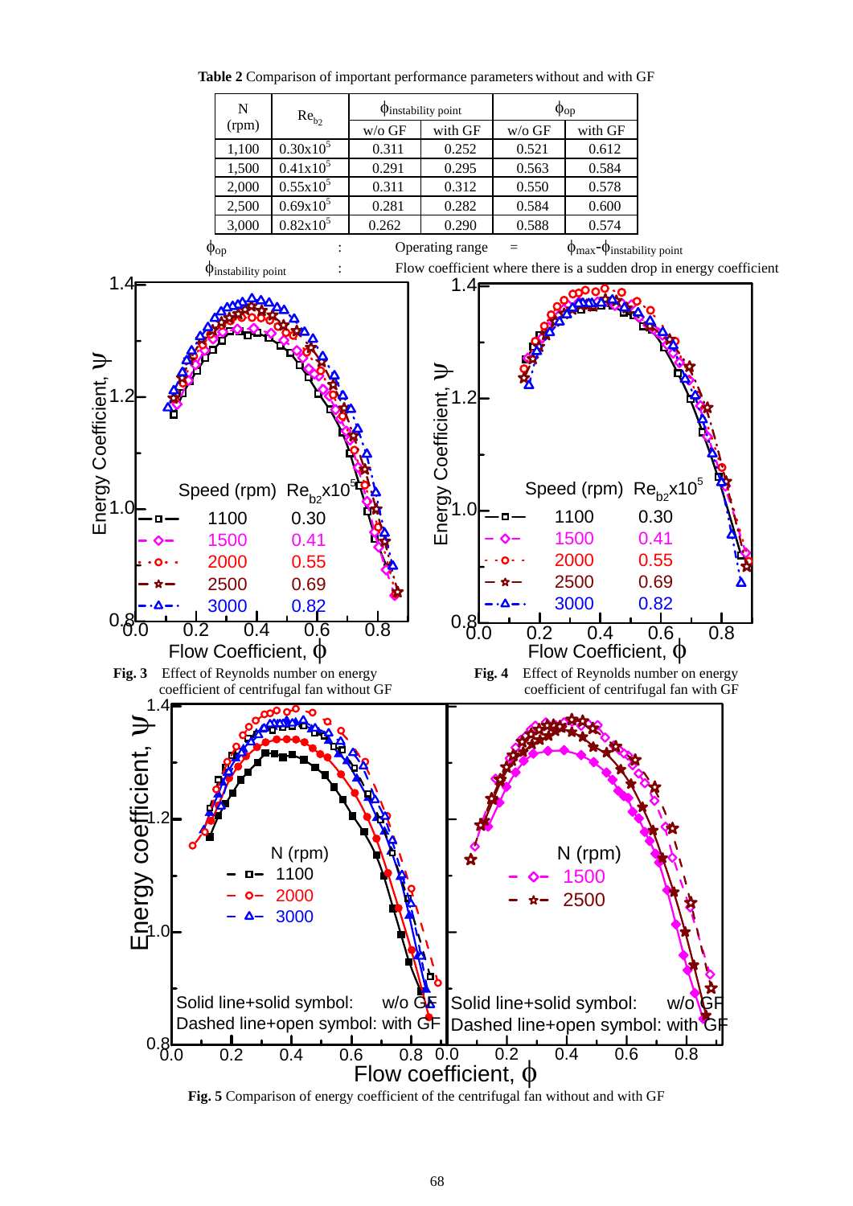**Table 2** Comparison of important performance parameters without and with GF

| N (rpm) | $Re_{b_2}$ | $\phi_{\text{instability point}}$ | | $\phi_{op}$ | |
|---|---|---|---|---|---|
| | | w/o GF | with GF | w/o GF | with GF |
| 1,100 | $0.30 \times 10^5$ | 0.311 | 0.252 | 0.521 | 0.612 |
| 1,500 | $0.41 \times 10^5$ | 0.291 | 0.295 | 0.563 | 0.584 |
| 2,000 | $0.55 \times 10^5$ | 0.311 | 0.312 | 0.550 | 0.578 |
| 2,500 | $0.69 \times 10^5$ | 0.281 | 0.282 | 0.584 | 0.600 |
| 3,000 | $0.82 \times 10^5$ | 0.262 | 0.290 | 0.588 | 0.574 |

$\phi_{op}$ : Operating range = $\phi_{max} - \phi_{\text{instability point}}$

$\phi_{\text{instability point}}$ : Flow coefficient where there is a sudden drop in energy coefficient

**Fig. 3** Effect of Reynolds number on energy coefficient of centrifugal fan without GF

**Fig. 4** Effect of Reynolds number on energy coefficient of centrifugal fan with GF

**Fig. 5** Comparison of energy coefficient of the centrifugal fan without and with GF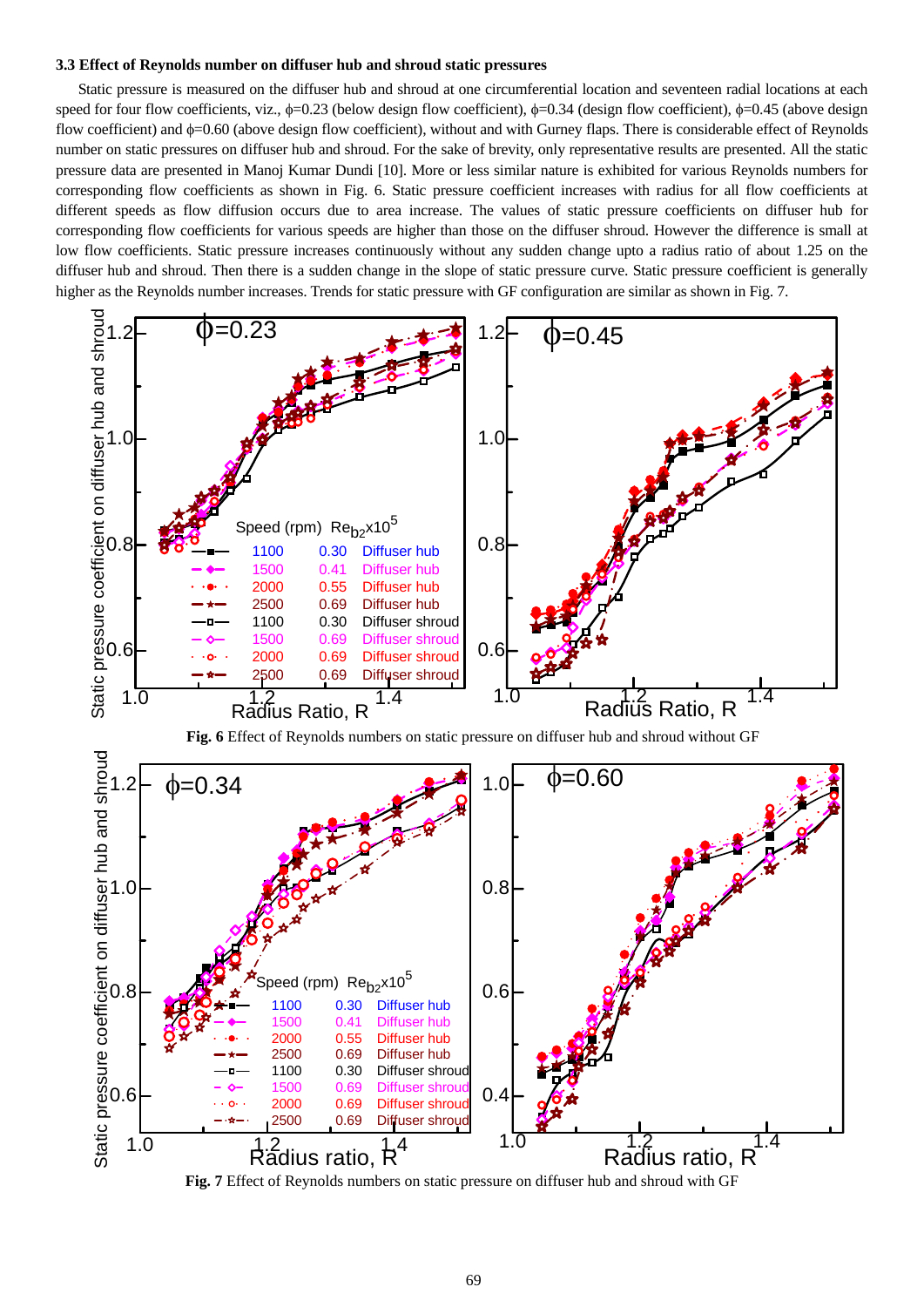### 3.3 Effect of Reynolds number on diffuser hub and shroud static pressures

Static pressure is measured on the diffuser hub and shroud at one circumferential location and seventeen radial locations at each speed for four flow coefficients, viz., $\phi$=0.23 (below design flow coefficient), $\phi$=0.34 (design flow coefficient), $\phi$=0.45 (above design flow coefficient) and $\phi$=0.60 (above design flow coefficient), without and with Gurney flaps. There is considerable effect of Reynolds number on static pressures on diffuser hub and shroud. For the sake of brevity, only representative results are presented. All the static pressure data are presented in Manoj Kumar Dundi [10]. More or less similar nature is exhibited for various Reynolds numbers for corresponding flow coefficients as shown in Fig. 6. Static pressure coefficient increases with radius for all flow coefficients at different speeds as flow diffusion occurs due to area increase. The values of static pressure coefficients on diffuser hub for corresponding flow coefficients for various speeds are higher than those on the diffuser shroud. However the difference is small at low flow coefficients. Static pressure increases continuously without any sudden change upto a radius ratio of about 1.25 on the diffuser hub and shroud. Then there is a sudden change in the slope of static pressure curve. Static pressure coefficient is generally higher as the Reynolds number increases. Trends for static pressure with GF configuration are similar as shown in Fig. 7.

**Fig. 6** Effect of Reynolds numbers on static pressure on diffuser hub and shroud without GF

**Fig. 7** Effect of Reynolds numbers on static pressure on diffuser hub and shroud with GF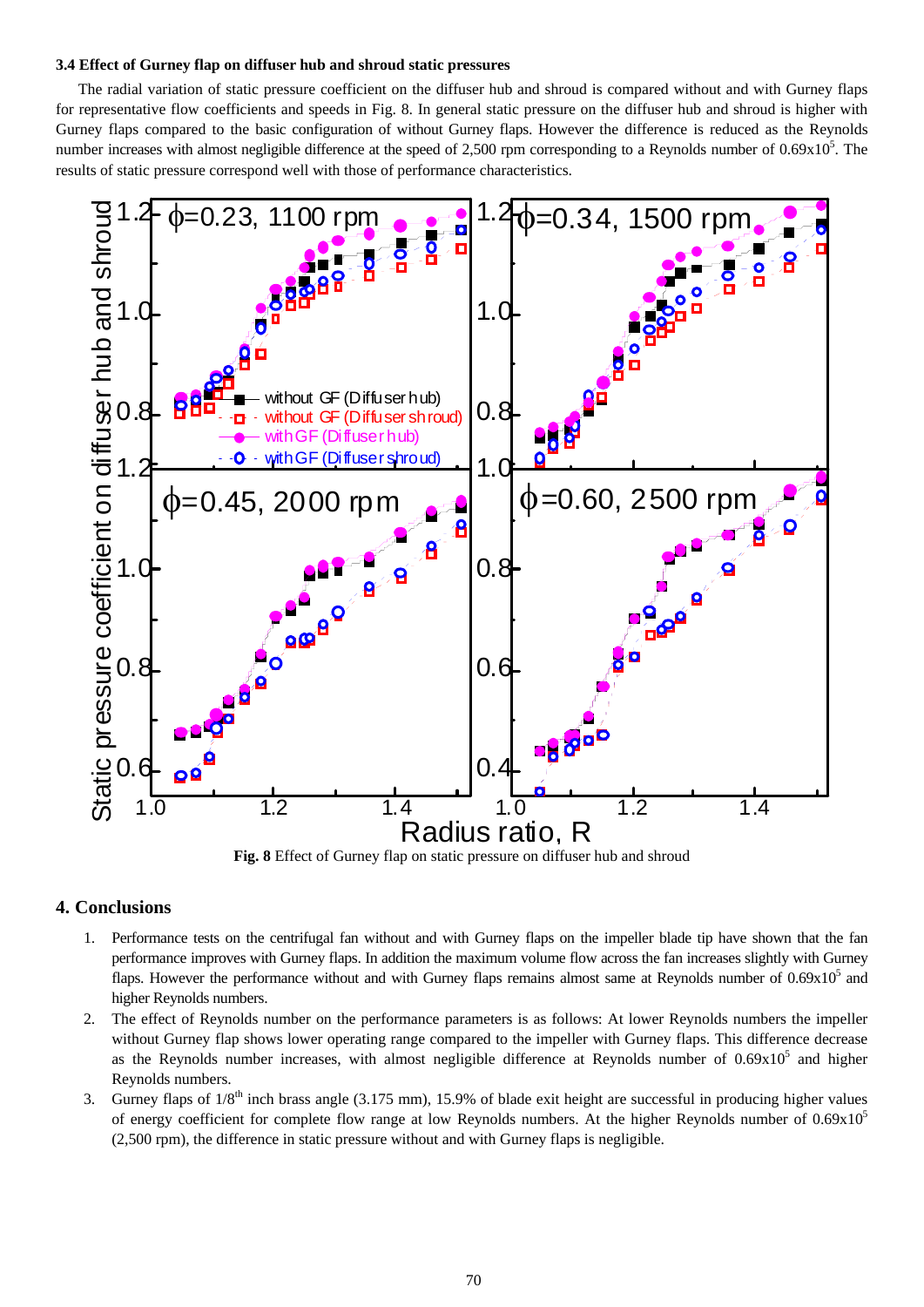### 3.4 Effect of Gurney flap on diffuser hub and shroud static pressures

The radial variation of static pressure coefficient on the diffuser hub and shroud is compared without and with Gurney flaps for representative flow coefficients and speeds in Fig. 8. In general static pressure on the diffuser hub and shroud is higher with Gurney flaps compared to the basic configuration of without Gurney flaps. However the difference is reduced as the Reynolds number increases with almost negligible difference at the speed of 2,500 rpm corresponding to a Reynolds number of $0.69 \times 10^5$. The results of static pressure correspond well with those of performance characteristics.

**Fig. 8** Effect of Gurney flap on static pressure on diffuser hub and shroud

## 4. Conclusions

1. Performance tests on the centrifugal fan without and with Gurney flaps on the impeller blade tip have shown that the fan performance improves with Gurney flaps. In addition the maximum volume flow across the fan increases slightly with Gurney flaps. However the performance without and with Gurney flaps remains almost same at Reynolds number of $0.69 \times 10^5$ and higher Reynolds numbers.
2. The effect of Reynolds number on the performance parameters is as follows: At lower Reynolds numbers the impeller without Gurney flap shows lower operating range compared to the impeller with Gurney flaps. This difference decrease as the Reynolds number increases, with almost negligible difference at Reynolds number of $0.69 \times 10^5$ and higher Reynolds numbers.
3. Gurney flaps of 1/8th inch brass angle (3.175 mm), 15.9% of blade exit height are successful in producing higher values of energy coefficient for complete flow range at low Reynolds numbers. At the higher Reynolds number of $0.69 \times 10^5$ (2,500 rpm), the difference in static pressure without and with Gurney flaps is negligible.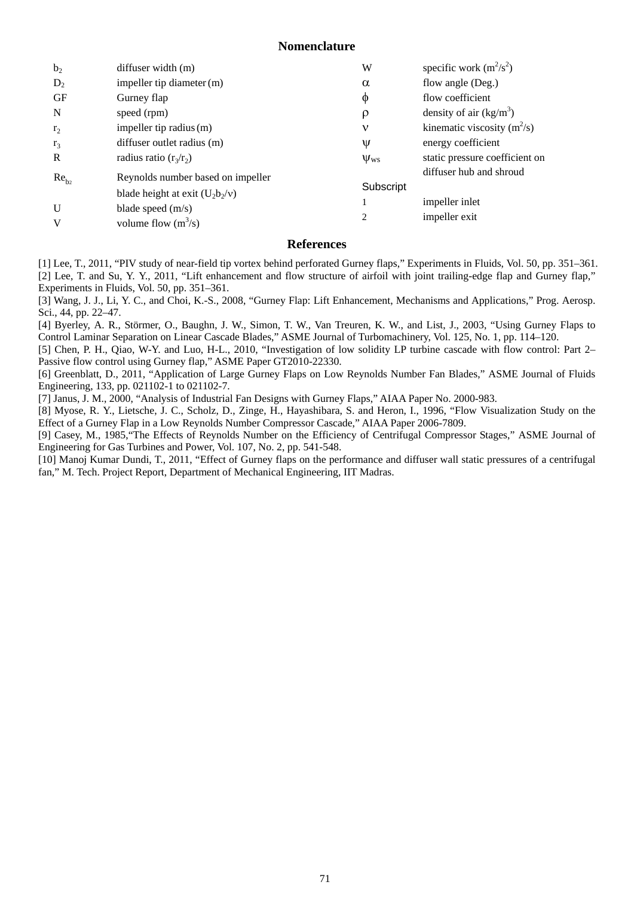## Nomenclature

| | | | |
|---|---|---|---|
| $b_2$ | diffuser width (m) | W | specific work ($m^2/s^2$) |
| $D_2$ | impeller tip diameter (m) | $\alpha$ | flow angle (Deg.) |
| GF | Gurney flap | $\phi$ | flow coefficient |
| N | speed (rpm) | $\rho$ | density of air ($kg/m^3$) |
| $r_2$ | impeller tip radius (m) | $\nu$ | kinematic viscosity ($m^2/s$) |
| $r_3$ | diffuser outlet radius (m) | $\psi$ | energy coefficient |
| R | radius ratio ($r_3/r_2$) | $\psi_{ws}$ | static pressure coefficient on diffuser hub and shroud |
| $Re_{b_2}$ | Reynolds number based on impeller blade height at exit ($U_2 b_2/\nu$) | **Subscript** | |
| U | blade speed (m/s) | 1 | impeller inlet |
| V | volume flow ($m^3/s$) | 2 | impeller exit |

## References

[1] Lee, T., 2011, "PIV study of near-field tip vortex behind perforated Gurney flaps," Experiments in Fluids, Vol. 50, pp. 351–361.

[2] Lee, T. and Su, Y. Y., 2011, "Lift enhancement and flow structure of airfoil with joint trailing-edge flap and Gurney flap," Experiments in Fluids, Vol. 50, pp. 351–361.

[3] Wang, J. J., Li, Y. C., and Choi, K.-S., 2008, "Gurney Flap: Lift Enhancement, Mechanisms and Applications," Prog. Aerosp. Sci., 44, pp. 22–47.

[4] Byerley, A. R., Störmer, O., Baughn, J. W., Simon, T. W., Van Treuren, K. W., and List, J., 2003, "Using Gurney Flaps to Control Laminar Separation on Linear Cascade Blades," ASME Journal of Turbomachinery, Vol. 125, No. 1, pp. 114–120.

[5] Chen, P. H., Qiao, W-Y. and Luo, H-L., 2010, "Investigation of low solidity LP turbine cascade with flow control: Part 2–Passive flow control using Gurney flap," ASME Paper GT2010-22330.

[6] Greenblatt, D., 2011, "Application of Large Gurney Flaps on Low Reynolds Number Fan Blades," ASME Journal of Fluids Engineering, 133, pp. 021102-1 to 021102-7.

[7] Janus, J. M., 2000, "Analysis of Industrial Fan Designs with Gurney Flaps," AIAA Paper No. 2000-983.

[8] Myose, R. Y., Lietsche, J. C., Scholz, D., Zinge, H., Hayashibara, S. and Heron, I., 1996, "Flow Visualization Study on the Effect of a Gurney Flap in a Low Reynolds Number Compressor Cascade," AIAA Paper 2006-7809.

[9] Casey, M., 1985,"The Effects of Reynolds Number on the Efficiency of Centrifugal Compressor Stages," ASME Journal of Engineering for Gas Turbines and Power, Vol. 107, No. 2, pp. 541-548.

[10] Manoj Kumar Dundi, T., 2011, "Effect of Gurney flaps on the performance and diffuser wall static pressures of a centrifugal fan," M. Tech. Project Report, Department of Mechanical Engineering, IIT Madras.